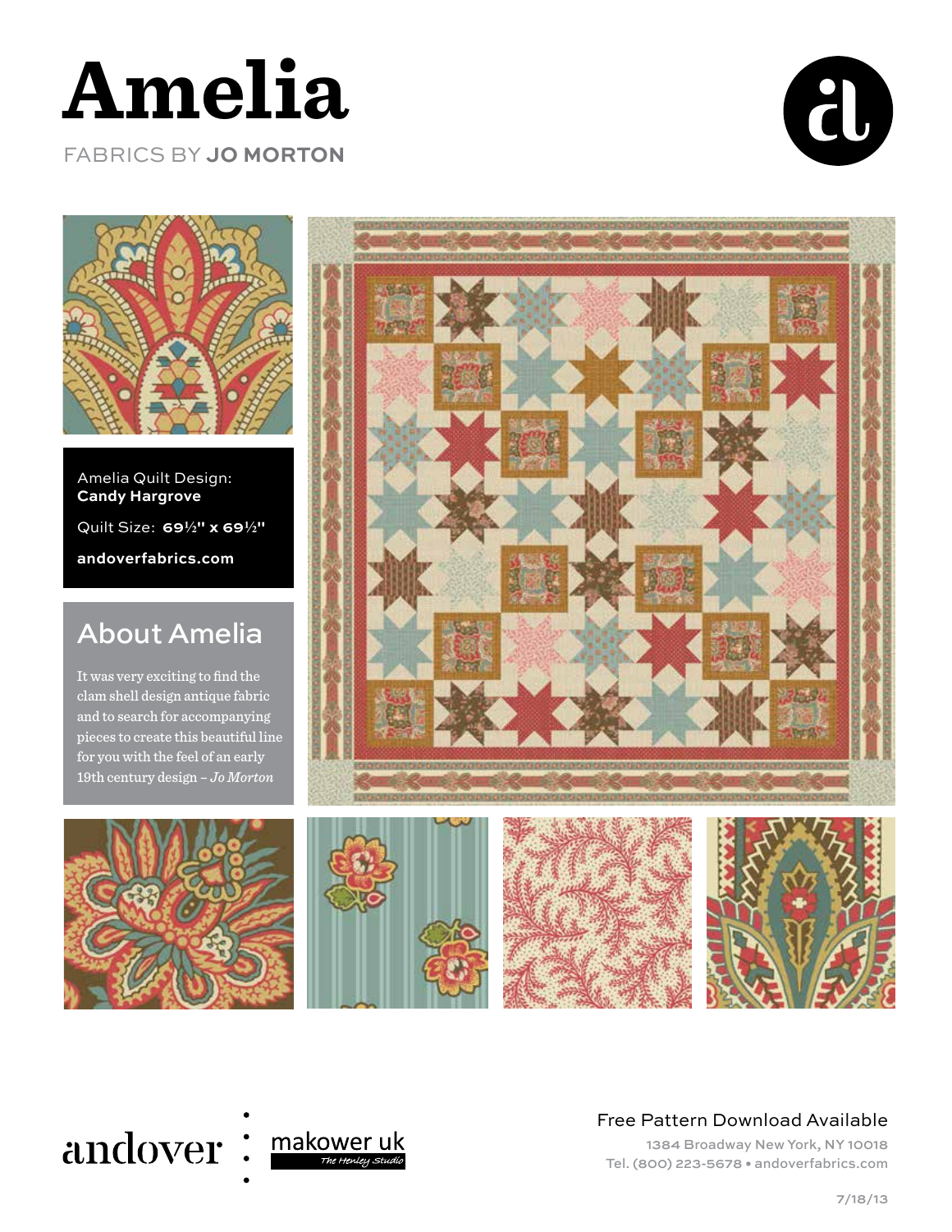# Amelia

FABRICS BY **JO MORTON**

Amelia Quilt Design: **Candy Hargrove**

Quilt Size: **69½" x 69½"**

**andoverfabrics.com**

## About Amelia

It was very exciting to find the clam shell design antique fabric and to search for accompanying pieces to create this beautiful line for you with the feel of an early 19th century design – *Jo Morton*

andover makower uk The Henley Studio

Free Pattern Download Available

1384 Broadway New York, NY 10018
Tel. (800) 223-5678 • andoverfabrics.com

7/18/13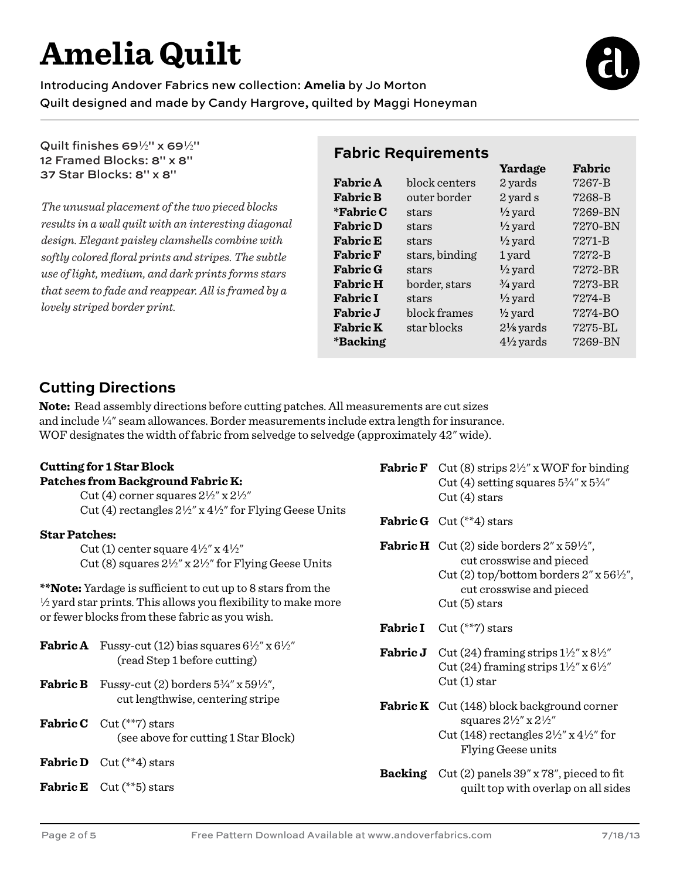# Amelia Quilt

Introducing Andover Fabrics new collection: **Amelia** by Jo Morton
Quilt designed and made by Candy Hargrove, quilted by Maggi Honeyman

Quilt finishes 69½" x 69½"
12 Framed Blocks: 8" x 8"
37 Star Blocks: 8" x 8"

*The unusual placement of the two pieced blocks results in a wall quilt with an interesting diagonal design. Elegant paisley clamshells combine with softly colored floral prints and stripes. The subtle use of light, medium, and dark prints forms stars that seem to fade and reappear. All is framed by a lovely striped border print.*

## Fabric Requirements

| | | Yardage | Fabric |
|---|---|---|---|
| **Fabric A** | block centers | 2 yards | 7267-B |
| **Fabric B** | outer border | 2 yard s | 7268-B |
| ***Fabric C** | stars | ½ yard | 7269-BN |
| **Fabric D** | stars | ½ yard | 7270-BN |
| **Fabric E** | stars | ½ yard | 7271-B |
| **Fabric F** | stars, binding | 1 yard | 7272-B |
| **Fabric G** | stars | ½ yard | 7272-BR |
| **Fabric H** | border, stars | ¾ yard | 7273-BR |
| **Fabric I** | stars | ½ yard | 7274-B |
| **Fabric J** | block frames | ½ yard | 7274-BO |
| **Fabric K** | star blocks | 2⅛ yards | 7275-BL |
| ***Backing** | | 4½ yards | 7269-BN |

## Cutting Directions

**Note:** Read assembly directions before cutting patches. All measurements are cut sizes and include ¼" seam allowances. Border measurements include extra length for insurance. WOF designates the width of fabric from selvedge to selvedge (approximately 42" wide).

**Cutting for 1 Star Block**

**Patches from Background Fabric K:**

Cut (4) corner squares 2½" x 2½"
Cut (4) rectangles 2½" x 4½" for Flying Geese Units

**Star Patches:**

Cut (1) center square 4½" x 4½"
Cut (8) squares 2½" x 2½" for Flying Geese Units

****Note:** Yardage is sufficient to cut up to 8 stars from the ½ yard star prints. This allows you flexibility to make more or fewer blocks from these fabric as you wish.

**Fabric A** Fussy-cut (12) bias squares 6½" x 6½" (read Step 1 before cutting)

**Fabric B** Fussy-cut (2) borders 5¾" x 59½", cut lengthwise, centering stripe

**Fabric C** Cut (**7) stars (see above for cutting 1 Star Block)

**Fabric D** Cut (**4) stars

**Fabric E** Cut (**5) stars

**Fabric F** Cut (8) strips 2½" x WOF for binding
Cut (4) setting squares 5¾" x 5¾"
Cut (4) stars

**Fabric G** Cut (**4) stars

**Fabric H** Cut (2) side borders 2" x 59½", cut crosswise and pieced
Cut (2) top/bottom borders 2" x 56½", cut crosswise and pieced
Cut (5) stars

**Fabric I** Cut (**7) stars

**Fabric J** Cut (24) framing strips 1½" x 8½"
Cut (24) framing strips 1½" x 6½"
Cut (1) star

**Fabric K** Cut (148) block background corner squares 2½" x 2½"
Cut (148) rectangles 2½" x 4½" for Flying Geese units

**Backing** Cut (2) panels 39" x 78", pieced to fit quilt top with overlap on all sides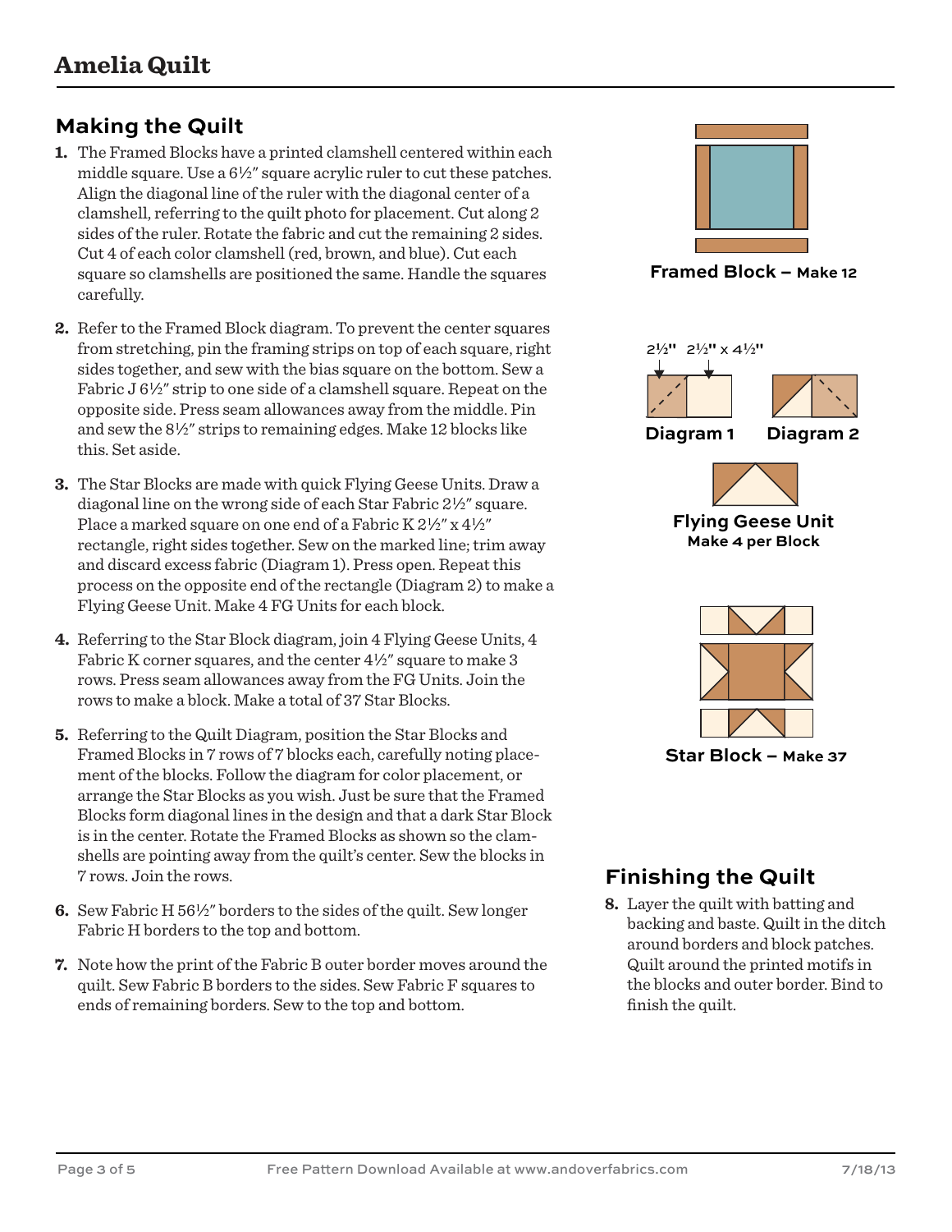# Amelia Quilt

## Making the Quilt

1. The Framed Blocks have a printed clamshell centered within each middle square. Use a 6½" square acrylic ruler to cut these patches. Align the diagonal line of the ruler with the diagonal center of a clamshell, referring to the quilt photo for placement. Cut along 2 sides of the ruler. Rotate the fabric and cut the remaining 2 sides. Cut 4 of each color clamshell (red, brown, and blue). Cut each square so clamshells are positioned the same. Handle the squares carefully.

2. Refer to the Framed Block diagram. To prevent the center squares from stretching, pin the framing strips on top of each square, right sides together, and sew with the bias square on the bottom. Sew a Fabric J 6½" strip to one side of a clamshell square. Repeat on the opposite side. Press seam allowances away from the middle. Pin and sew the 8½" strips to remaining edges. Make 12 blocks like this. Set aside.

3. The Star Blocks are made with quick Flying Geese Units. Draw a diagonal line on the wrong side of each Star Fabric 2½" square. Place a marked square on one end of a Fabric K 2½" x 4½" rectangle, right sides together. Sew on the marked line; trim away and discard excess fabric (Diagram 1). Press open. Repeat this process on the opposite end of the rectangle (Diagram 2) to make a Flying Geese Unit. Make 4 FG Units for each block.

4. Referring to the Star Block diagram, join 4 Flying Geese Units, 4 Fabric K corner squares, and the center 4½" square to make 3 rows. Press seam allowances away from the FG Units. Join the rows to make a block. Make a total of 37 Star Blocks.

5. Referring to the Quilt Diagram, position the Star Blocks and Framed Blocks in 7 rows of 7 blocks each, carefully noting placement of the blocks. Follow the diagram for color placement, or arrange the Star Blocks as you wish. Just be sure that the Framed Blocks form diagonal lines in the design and that a dark Star Block is in the center. Rotate the Framed Blocks as shown so the clamshells are pointing away from the quilt's center. Sew the blocks in 7 rows. Join the rows.

6. Sew Fabric H 56½" borders to the sides of the quilt. Sew longer Fabric H borders to the top and bottom.

7. Note how the print of the Fabric B outer border moves around the quilt. Sew Fabric B borders to the sides. Sew Fabric F squares to ends of remaining borders. Sew to the top and bottom.

**Framed Block – Make 12**

2½" 2½" x 4½"

**Diagram 1** **Diagram 2**

**Flying Geese Unit**
**Make 4 per Block**

**Star Block – Make 37**

## Finishing the Quilt

8. Layer the quilt with batting and backing and baste. Quilt in the ditch around borders and block patches. Quilt around the printed motifs in the blocks and outer border. Bind to finish the quilt.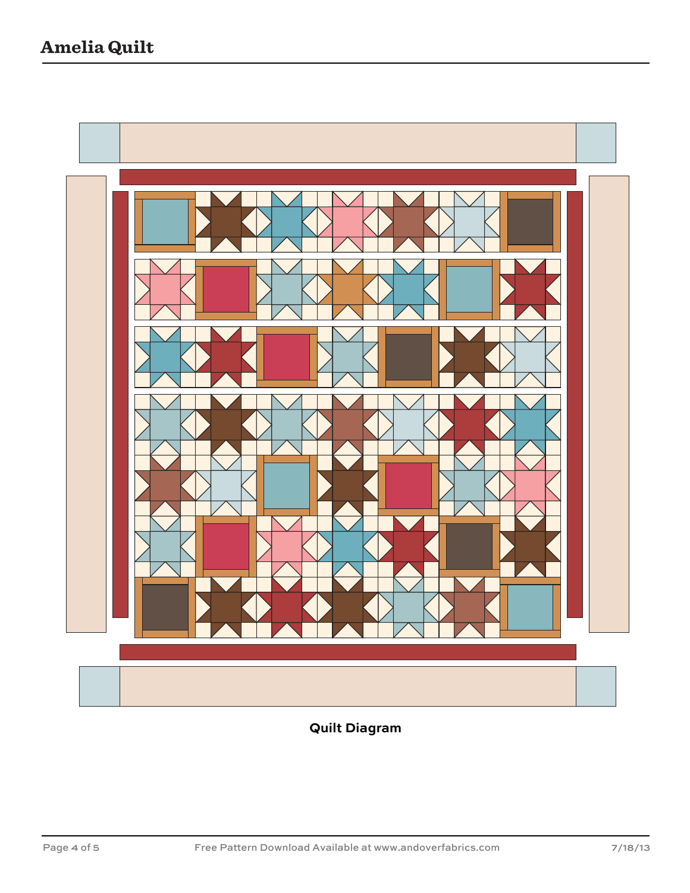# Amelia Quilt

**Quilt Diagram**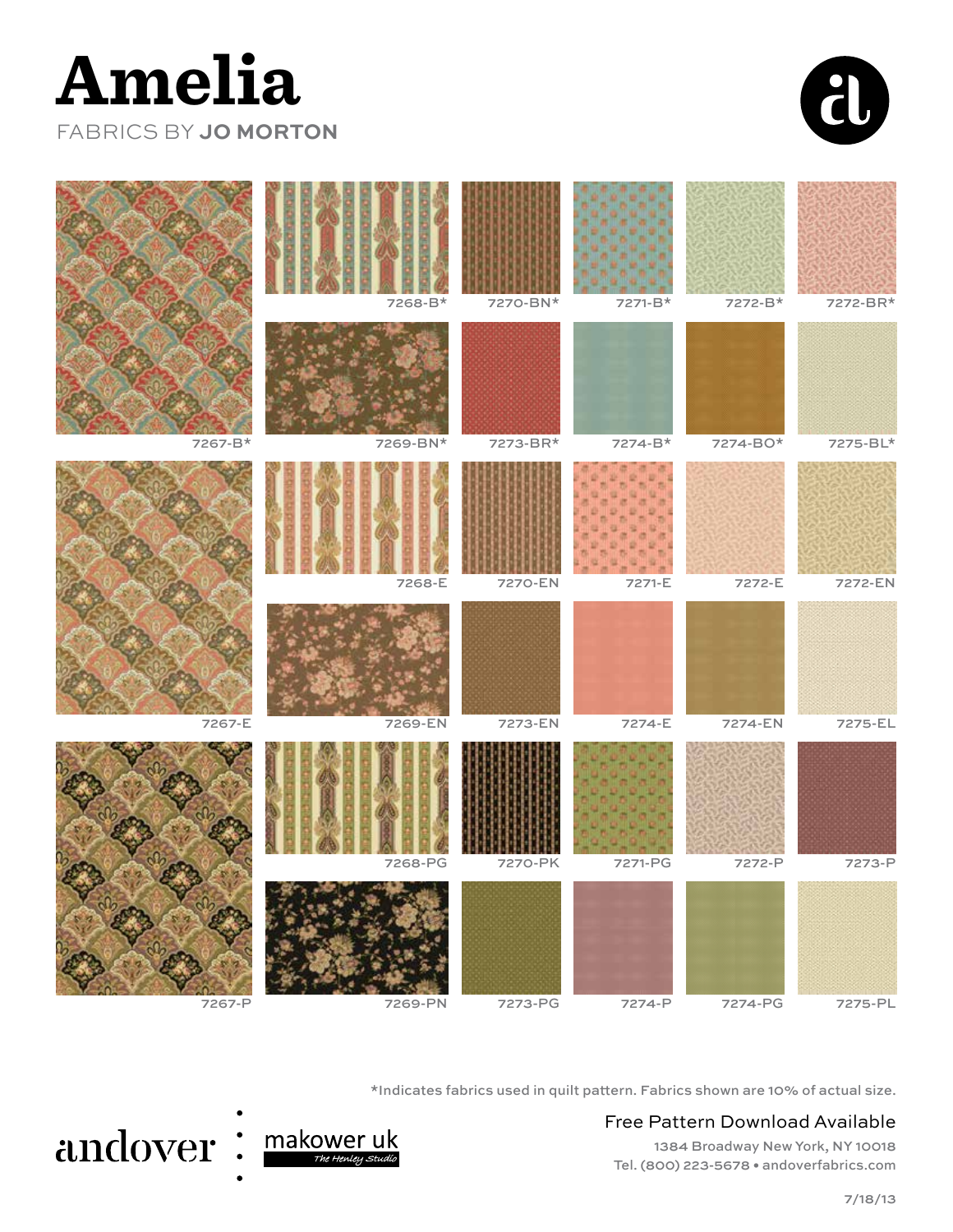# Amelia

FABRICS BY **JO MORTON**

7267-B*

7268-B*

7270-BN*

7271-B*

7272-B*

7272-BR*

7269-BN*

7273-BR*

7274-B*

7274-BO*

7275-BL*

7267-E

7268-E

7270-EN

7271-E

7272-E

7272-EN

7269-EN

7273-EN

7274-E

7274-EN

7275-EL

7267-P

7268-PG

7270-PK

7271-PG

7272-P

7273-P

7269-PN

7273-PG

7274-P

7274-PG

7275-PL

*Indicates fabrics used in quilt pattern. Fabrics shown are 10% of actual size.

andover

makower uk
*The Henley Studio*

Free Pattern Download Available

1384 Broadway New York, NY 10018
Tel. (800) 223-5678 • andoverfabrics.com

7/18/13